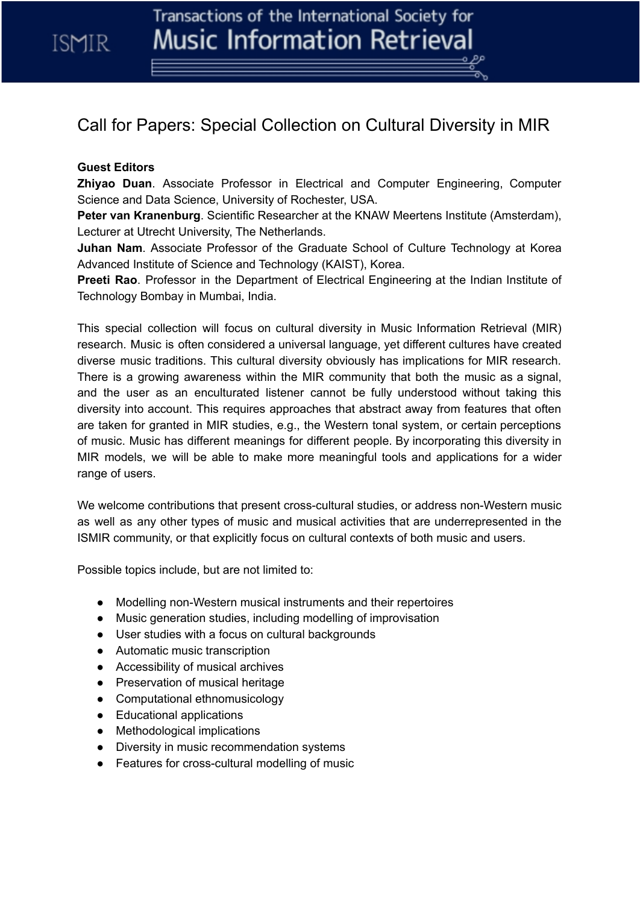# Call for Papers: Special Collection on Cultural Diversity in MIR

**Guest Editors**

**Zhiyao Duan**. Associate Professor in Electrical and Computer Engineering, Computer Science and Data Science, University of Rochester, USA.

**Peter van Kranenburg**. Scientific Researcher at the KNAW Meertens Institute (Amsterdam), Lecturer at Utrecht University, The Netherlands.

**Juhan Nam**. Associate Professor of the Graduate School of Culture Technology at Korea Advanced Institute of Science and Technology (KAIST), Korea.

**Preeti Rao**. Professor in the Department of Electrical Engineering at the Indian Institute of Technology Bombay in Mumbai, India.

This special collection will focus on cultural diversity in Music Information Retrieval (MIR) research. Music is often considered a universal language, yet different cultures have created diverse music traditions. This cultural diversity obviously has implications for MIR research. There is a growing awareness within the MIR community that both the music as a signal, and the user as an enculturated listener cannot be fully understood without taking this diversity into account. This requires approaches that abstract away from features that often are taken for granted in MIR studies, e.g., the Western tonal system, or certain perceptions of music. Music has different meanings for different people. By incorporating this diversity in MIR models, we will be able to make more meaningful tools and applications for a wider range of users.

We welcome contributions that present cross-cultural studies, or address non-Western music as well as any other types of music and musical activities that are underrepresented in the ISMIR community, or that explicitly focus on cultural contexts of both music and users.

Possible topics include, but are not limited to:

- Modelling non-Western musical instruments and their repertoires
- Music generation studies, including modelling of improvisation
- User studies with a focus on cultural backgrounds
- Automatic music transcription
- Accessibility of musical archives
- Preservation of musical heritage
- Computational ethnomusicology
- Educational applications
- Methodological implications
- Diversity in music recommendation systems
- Features for cross-cultural modelling of music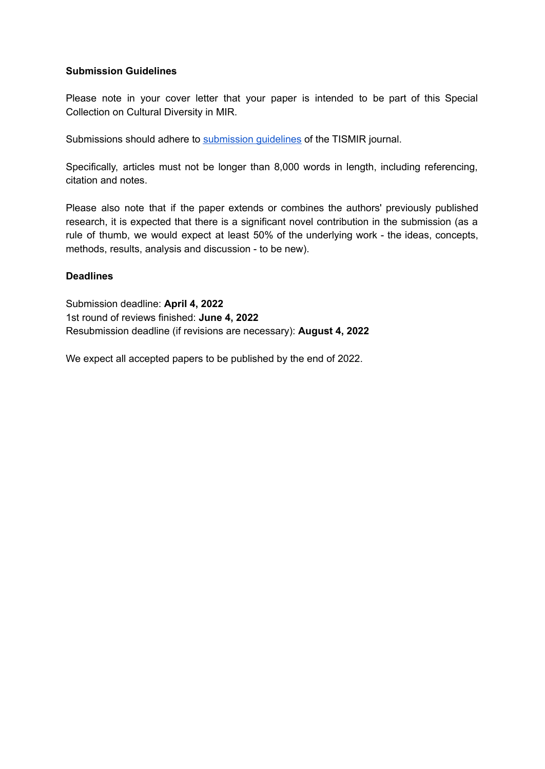**Submission Guidelines**

Please note in your cover letter that your paper is intended to be part of this Special Collection on Cultural Diversity in MIR.

Submissions should adhere to submission guidelines of the TISMIR journal.

Specifically, articles must not be longer than 8,000 words in length, including referencing, citation and notes.

Please also note that if the paper extends or combines the authors' previously published research, it is expected that there is a significant novel contribution in the submission (as a rule of thumb, we would expect at least 50% of the underlying work - the ideas, concepts, methods, results, analysis and discussion - to be new).

**Deadlines**

Submission deadline: **April 4, 2022**
1st round of reviews finished: **June 4, 2022**
Resubmission deadline (if revisions are necessary): **August 4, 2022**

We expect all accepted papers to be published by the end of 2022.